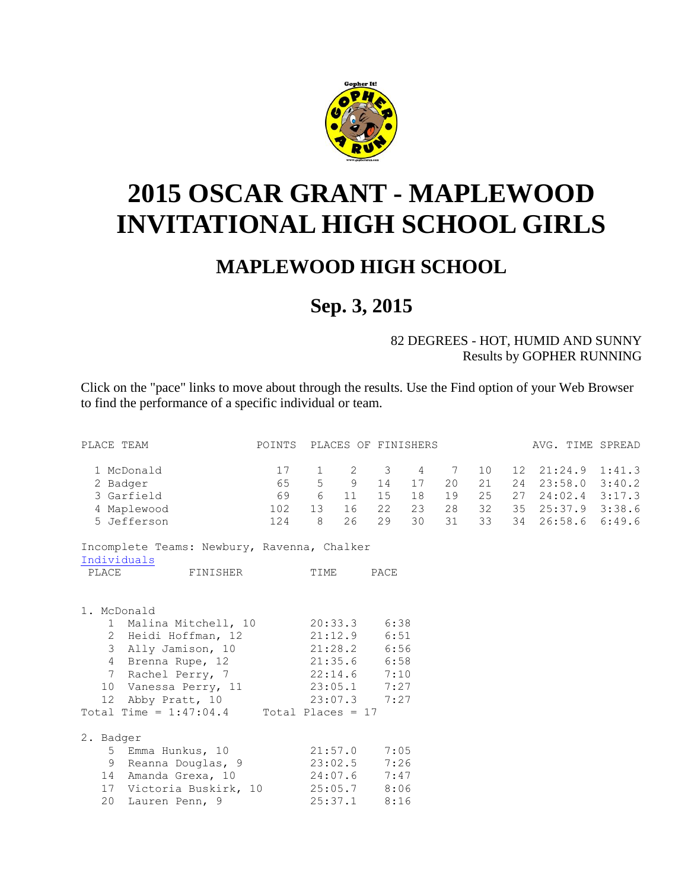# 2015 OSCAR GRANT - MAPLEWOOD INVITATIONAL HIGH SCHOOL GIRLS

## MAPLEWOOD HIGH SCHOOL

## Sep. 3, 2015

82 DEGREES - HOT, HUMID AND SUNNY
Results by GOPHER RUNNING

Click on the "pace" links to move about through the results. Use the Find option of your Web Browser to find the performance of a specific individual or team.

| PLACE | TEAM | POINTS | PLACES OF FINISHERS | | | | | | | AVG. TIME | SPREAD |
|---|---|---|---|---|---|---|---|---|---|---|---|
| 1 | McDonald | 17 | 1 | 2 | 3 | 4 | 7 | 10 | 12 | 21:24.9 | 1:41.3 |
| 2 | Badger | 65 | 5 | 9 | 14 | 17 | 20 | 21 | 24 | 23:58.0 | 3:40.2 |
| 3 | Garfield | 69 | 6 | 11 | 15 | 18 | 19 | 25 | 27 | 24:02.4 | 3:17.3 |
| 4 | Maplewood | 102 | 13 | 16 | 22 | 23 | 28 | 32 | 35 | 25:37.9 | 3:38.6 |
| 5 | Jefferson | 124 | 8 | 26 | 29 | 30 | 31 | 33 | 34 | 26:58.6 | 6:49.6 |

Incomplete Teams: Newbury, Ravenna, Chalker

Individuals

```
 PLACE         FINISHER          TIME      PACE


1. McDonald
    1  Malina Mitchell, 10       20:33.3    6:38
    2  Heidi Hoffman, 12         21:12.9    6:51
    3  Ally Jamison, 10          21:28.2    6:56
    4  Brenna Rupe, 12           21:35.6    6:58
    7  Rachel Perry, 7           22:14.6    7:10
   10  Vanessa Perry, 11         23:05.1    7:27
   12  Abby Pratt, 10            23:07.3    7:27
Total Time = 1:47:04.4     Total Places = 17

2. Badger
    5  Emma Hunkus, 10           21:57.0    7:05
    9  Reanna Douglas, 9         23:02.5    7:26
   14  Amanda Grexa, 10          24:07.6    7:47
   17  Victoria Buskirk, 10      25:05.7    8:06
   20  Lauren Penn, 9            25:37.1    8:16
```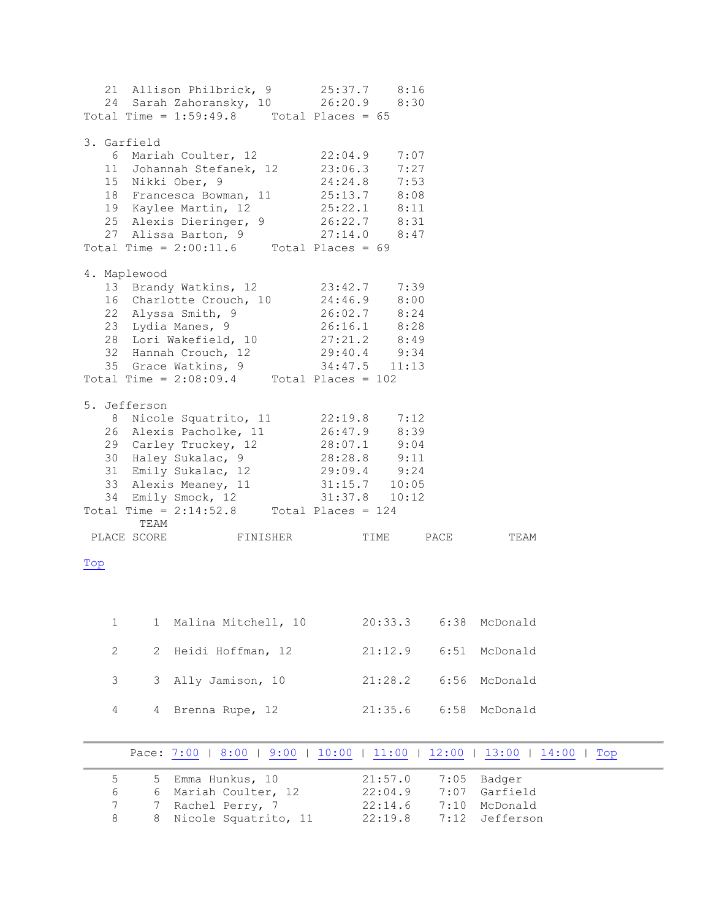```
   21  Allison Philbrick, 9       25:37.7    8:16
   24  Sarah Zahoransky, 10       26:20.9    8:30
Total Time = 1:59:49.8     Total Places = 65

3. Garfield
    6  Mariah Coulter, 12         22:04.9    7:07
   11  Johannah Stefanek, 12      23:06.3    7:27
   15  Nikki Ober, 9              24:24.8    7:53
   18  Francesca Bowman, 11       25:13.7    8:08
   19  Kaylee Martin, 12          25:22.1    8:11
   25  Alexis Dieringer, 9        26:22.7    8:31
   27  Alissa Barton, 9           27:14.0    8:47
Total Time = 2:00:11.6     Total Places = 69

4. Maplewood
   13  Brandy Watkins, 12         23:42.7    7:39
   16  Charlotte Crouch, 10       24:46.9    8:00
   22  Alyssa Smith, 9            26:02.7    8:24
   23  Lydia Manes, 9             26:16.1    8:28
   28  Lori Wakefield, 10         27:21.2    8:49
   32  Hannah Crouch, 12          29:40.4    9:34
   35  Grace Watkins, 9           34:47.5   11:13
Total Time = 2:08:09.4     Total Places = 102

5. Jefferson
    8  Nicole Squatrito, 11       22:19.8    7:12
   26  Alexis Pacholke, 11        26:47.9    8:39
   29  Carley Truckey, 12         28:07.1    9:04
   30  Haley Sukalac, 9           28:28.8    9:11
   31  Emily Sukalac, 12          29:09.4    9:24
   33  Alexis Meaney, 11          31:15.7   10:05
   34  Emily Smock, 12            31:37.8   10:12
Total Time = 2:14:52.8     Total Places = 124
```

Top

| PLACE | TEAM SCORE | FINISHER | TIME | PACE | TEAM |
|---|---|---|---|---|---|
| 1 | 1 | Malina Mitchell, 10 | 20:33.3 | 6:38 | McDonald |
| 2 | 2 | Heidi Hoffman, 12 | 21:12.9 | 6:51 | McDonald |
| 3 | 3 | Ally Jamison, 10 | 21:28.2 | 6:56 | McDonald |
| 4 | 4 | Brenna Rupe, 12 | 21:35.6 | 6:58 | McDonald |

Pace: 7:00 | 8:00 | 9:00 | 10:00 | 11:00 | 12:00 | 13:00 | 14:00 | Top

| | | | | | |
|---|---|---|---|---|---|
| 5 | 5 | Emma Hunkus, 10 | 21:57.0 | 7:05 | Badger |
| 6 | 6 | Mariah Coulter, 12 | 22:04.9 | 7:07 | Garfield |
| 7 | 7 | Rachel Perry, 7 | 22:14.6 | 7:10 | McDonald |
| 8 | 8 | Nicole Squatrito, 11 | 22:19.8 | 7:12 | Jefferson |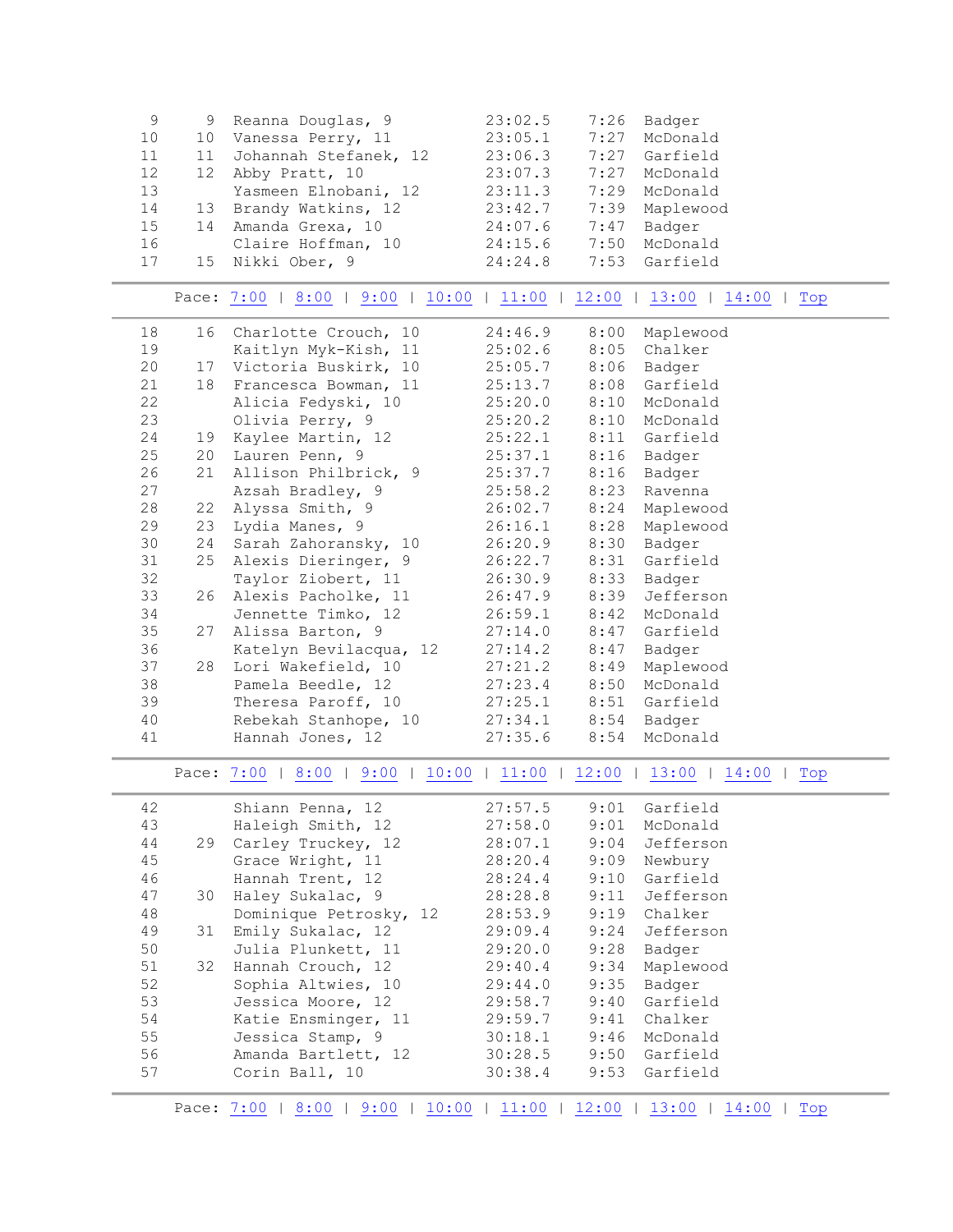| Place | Team Place | Name, Grade | Time | Pace | School |
|---|---|---|---|---|---|
| 9 | 9 | Reanna Douglas, 9 | 23:02.5 | 7:26 | Badger |
| 10 | 10 | Vanessa Perry, 11 | 23:05.1 | 7:27 | McDonald |
| 11 | 11 | Johannah Stefanek, 12 | 23:06.3 | 7:27 | Garfield |
| 12 | 12 | Abby Pratt, 10 | 23:07.3 | 7:27 | McDonald |
| 13 | | Yasmeen Elnobani, 12 | 23:11.3 | 7:29 | McDonald |
| 14 | 13 | Brandy Watkins, 12 | 23:42.7 | 7:39 | Maplewood |
| 15 | 14 | Amanda Grexa, 10 | 24:07.6 | 7:47 | Badger |
| 16 | | Claire Hoffman, 10 | 24:15.6 | 7:50 | McDonald |
| 17 | 15 | Nikki Ober, 9 | 24:24.8 | 7:53 | Garfield |

Pace: 7:00 | 8:00 | 9:00 | 10:00 | 11:00 | 12:00 | 13:00 | 14:00 | Top

| Place | Team Place | Name, Grade | Time | Pace | School |
|---|---|---|---|---|---|
| 18 | 16 | Charlotte Crouch, 10 | 24:46.9 | 8:00 | Maplewood |
| 19 | | Kaitlyn Myk-Kish, 11 | 25:02.6 | 8:05 | Chalker |
| 20 | 17 | Victoria Buskirk, 10 | 25:05.7 | 8:06 | Badger |
| 21 | 18 | Francesca Bowman, 11 | 25:13.7 | 8:08 | Garfield |
| 22 | | Alicia Fedyski, 10 | 25:20.0 | 8:10 | McDonald |
| 23 | | Olivia Perry, 9 | 25:20.2 | 8:10 | McDonald |
| 24 | 19 | Kaylee Martin, 12 | 25:22.1 | 8:11 | Garfield |
| 25 | 20 | Lauren Penn, 9 | 25:37.1 | 8:16 | Badger |
| 26 | 21 | Allison Philbrick, 9 | 25:37.7 | 8:16 | Badger |
| 27 | | Azsah Bradley, 9 | 25:58.2 | 8:23 | Ravenna |
| 28 | 22 | Alyssa Smith, 9 | 26:02.7 | 8:24 | Maplewood |
| 29 | 23 | Lydia Manes, 9 | 26:16.1 | 8:28 | Maplewood |
| 30 | 24 | Sarah Zahoransky, 10 | 26:20.9 | 8:30 | Badger |
| 31 | 25 | Alexis Dieringer, 9 | 26:22.7 | 8:31 | Garfield |
| 32 | | Taylor Ziobert, 11 | 26:30.9 | 8:33 | Badger |
| 33 | 26 | Alexis Pacholke, 11 | 26:47.9 | 8:39 | Jefferson |
| 34 | | Jennette Timko, 12 | 26:59.1 | 8:42 | McDonald |
| 35 | 27 | Alissa Barton, 9 | 27:14.0 | 8:47 | Garfield |
| 36 | | Katelyn Bevilacqua, 12 | 27:14.2 | 8:47 | Badger |
| 37 | 28 | Lori Wakefield, 10 | 27:21.2 | 8:49 | Maplewood |
| 38 | | Pamela Beedle, 12 | 27:23.4 | 8:50 | McDonald |
| 39 | | Theresa Paroff, 10 | 27:25.1 | 8:51 | Garfield |
| 40 | | Rebekah Stanhope, 10 | 27:34.1 | 8:54 | Badger |
| 41 | | Hannah Jones, 12 | 27:35.6 | 8:54 | McDonald |

Pace: 7:00 | 8:00 | 9:00 | 10:00 | 11:00 | 12:00 | 13:00 | 14:00 | Top

| Place | Team Place | Name, Grade | Time | Pace | School |
|---|---|---|---|---|---|
| 42 | | Shiann Penna, 12 | 27:57.5 | 9:01 | Garfield |
| 43 | | Haleigh Smith, 12 | 27:58.0 | 9:01 | McDonald |
| 44 | 29 | Carley Truckey, 12 | 28:07.1 | 9:04 | Jefferson |
| 45 | | Grace Wright, 11 | 28:20.4 | 9:09 | Newbury |
| 46 | | Hannah Trent, 12 | 28:24.4 | 9:10 | Garfield |
| 47 | 30 | Haley Sukalac, 9 | 28:28.8 | 9:11 | Jefferson |
| 48 | | Dominique Petrosky, 12 | 28:53.9 | 9:19 | Chalker |
| 49 | 31 | Emily Sukalac, 12 | 29:09.4 | 9:24 | Jefferson |
| 50 | | Julia Plunkett, 11 | 29:20.0 | 9:28 | Badger |
| 51 | 32 | Hannah Crouch, 12 | 29:40.4 | 9:34 | Maplewood |
| 52 | | Sophia Altwies, 10 | 29:44.0 | 9:35 | Badger |
| 53 | | Jessica Moore, 12 | 29:58.7 | 9:40 | Garfield |
| 54 | | Katie Ensminger, 11 | 29:59.7 | 9:41 | Chalker |
| 55 | | Jessica Stamp, 9 | 30:18.1 | 9:46 | McDonald |
| 56 | | Amanda Bartlett, 12 | 30:28.5 | 9:50 | Garfield |
| 57 | | Corin Ball, 10 | 30:38.4 | 9:53 | Garfield |

Pace: 7:00 | 8:00 | 9:00 | 10:00 | 11:00 | 12:00 | 13:00 | 14:00 | Top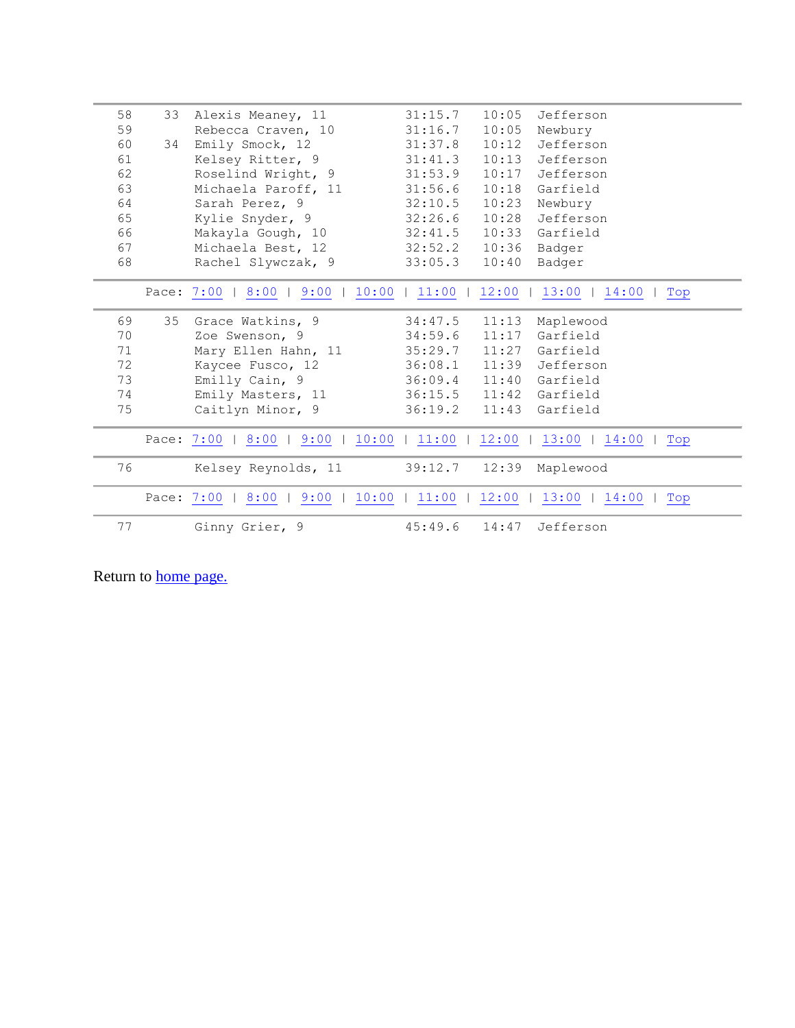| | | | | | |
|---|---|---|---|---|---|
| 58 | 33 | Alexis Meaney, 11 | 31:15.7 | 10:05 | Jefferson |
| 59 | | Rebecca Craven, 10 | 31:16.7 | 10:05 | Newbury |
| 60 | 34 | Emily Smock, 12 | 31:37.8 | 10:12 | Jefferson |
| 61 | | Kelsey Ritter, 9 | 31:41.3 | 10:13 | Jefferson |
| 62 | | Roselind Wright, 9 | 31:53.9 | 10:17 | Jefferson |
| 63 | | Michaela Paroff, 11 | 31:56.6 | 10:18 | Garfield |
| 64 | | Sarah Perez, 9 | 32:10.5 | 10:23 | Newbury |
| 65 | | Kylie Snyder, 9 | 32:26.6 | 10:28 | Jefferson |
| 66 | | Makayla Gough, 10 | 32:41.5 | 10:33 | Garfield |
| 67 | | Michaela Best, 12 | 32:52.2 | 10:36 | Badger |
| 68 | | Rachel Slywczak, 9 | 33:05.3 | 10:40 | Badger |

Pace: 7:00 | 8:00 | 9:00 | 10:00 | 11:00 | 12:00 | 13:00 | 14:00 | Top

| | | | | | |
|---|---|---|---|---|---|
| 69 | 35 | Grace Watkins, 9 | 34:47.5 | 11:13 | Maplewood |
| 70 | | Zoe Swenson, 9 | 34:59.6 | 11:17 | Garfield |
| 71 | | Mary Ellen Hahn, 11 | 35:29.7 | 11:27 | Garfield |
| 72 | | Kaycee Fusco, 12 | 36:08.1 | 11:39 | Jefferson |
| 73 | | Emilly Cain, 9 | 36:09.4 | 11:40 | Garfield |
| 74 | | Emily Masters, 11 | 36:15.5 | 11:42 | Garfield |
| 75 | | Caitlyn Minor, 9 | 36:19.2 | 11:43 | Garfield |

Pace: 7:00 | 8:00 | 9:00 | 10:00 | 11:00 | 12:00 | 13:00 | 14:00 | Top

| | | | | | |
|---|---|---|---|---|---|
| 76 | | Kelsey Reynolds, 11 | 39:12.7 | 12:39 | Maplewood |

Pace: 7:00 | 8:00 | 9:00 | 10:00 | 11:00 | 12:00 | 13:00 | 14:00 | Top

| | | | | | |
|---|---|---|---|---|---|
| 77 | | Ginny Grier, 9 | 45:49.6 | 14:47 | Jefferson |

Return to home page.